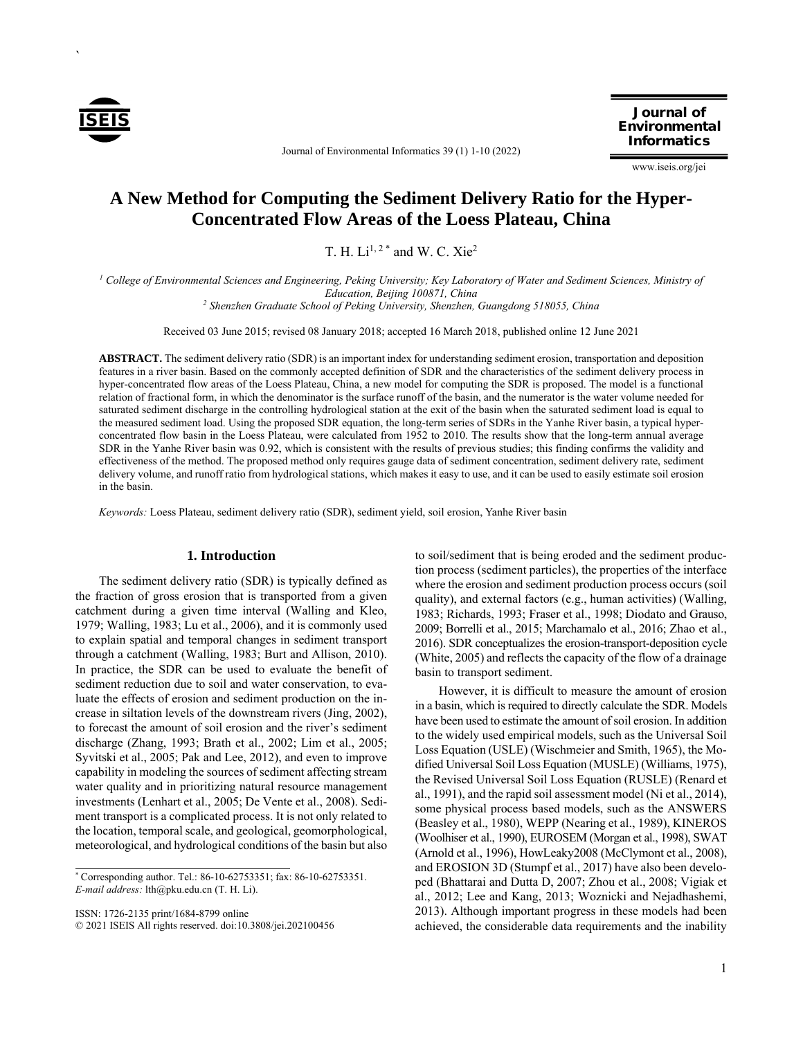# A New Method for Computing the Sediment Delivery Ratio for the Hyper-Concentrated Flow Areas of the Loess Plateau, China

T. H. Li[1, 2 *] and W. C. Xie[2]

[1] *College of Environmental Sciences and Engineering, Peking University; Key Laboratory of Water and Sediment Sciences, Ministry of Education, Beijing 100871, China*
[2] *Shenzhen Graduate School of Peking University, Shenzhen, Guangdong 518055, China*

Received 03 June 2015; revised 08 January 2018; accepted 16 March 2018, published online 12 June 2021

**ABSTRACT.** The sediment delivery ratio (SDR) is an important index for understanding sediment erosion, transportation and deposition features in a river basin. Based on the commonly accepted definition of SDR and the characteristics of the sediment delivery process in hyper-concentrated flow areas of the Loess Plateau, China, a new model for computing the SDR is proposed. The model is a functional relation of fractional form, in which the denominator is the surface runoff of the basin, and the numerator is the water volume needed for saturated sediment discharge in the controlling hydrological station at the exit of the basin when the saturated sediment load is equal to the measured sediment load. Using the proposed SDR equation, the long-term series of SDRs in the Yanhe River basin, a typical hyper-concentrated flow basin in the Loess Plateau, were calculated from 1952 to 2010. The results show that the long-term annual average SDR in the Yanhe River basin was 0.92, which is consistent with the results of previous studies; this finding confirms the validity and effectiveness of the method. The proposed method only requires gauge data of sediment concentration, sediment delivery rate, sediment delivery volume, and runoff ratio from hydrological stations, which makes it easy to use, and it can be used to easily estimate soil erosion in the basin.

*Keywords:* Loess Plateau, sediment delivery ratio (SDR), sediment yield, soil erosion, Yanhe River basin

## 1. Introduction

The sediment delivery ratio (SDR) is typically defined as the fraction of gross erosion that is transported from a given catchment during a given time interval (Walling and Kleo, 1979; Walling, 1983; Lu et al., 2006), and it is commonly used to explain spatial and temporal changes in sediment transport through a catchment (Walling, 1983; Burt and Allison, 2010). In practice, the SDR can be used to evaluate the benefit of sediment reduction due to soil and water conservation, to evaluate the effects of erosion and sediment production on the increase in siltation levels of the downstream rivers (Jing, 2002), to forecast the amount of soil erosion and the river's sediment discharge (Zhang, 1993; Brath et al., 2002; Lim et al., 2005; Syvitski et al., 2005; Pak and Lee, 2012), and even to improve capability in modeling the sources of sediment affecting stream water quality and in prioritizing natural resource management investments (Lenhart et al., 2005; De Vente et al., 2008). Sediment transport is a complicated process. It is not only related to the location, temporal scale, and geological, geomorphological, meteorological, and hydrological conditions of the basin but also to soil/sediment that is being eroded and the sediment production process (sediment particles), the properties of the interface where the erosion and sediment production process occurs (soil quality), and external factors (e.g., human activities) (Walling, 1983; Richards, 1993; Fraser et al., 1998; Diodato and Grauso, 2009; Borrelli et al., 2015; Marchamalo et al., 2016; Zhao et al., 2016). SDR conceptualizes the erosion-transport-deposition cycle (White, 2005) and reflects the capacity of the flow of a drainage basin to transport sediment.

However, it is difficult to measure the amount of erosion in a basin, which is required to directly calculate the SDR. Models have been used to estimate the amount of soil erosion. In addition to the widely used empirical models, such as the Universal Soil Loss Equation (USLE) (Wischmeier and Smith, 1965), the Modified Universal Soil Loss Equation (MUSLE) (Williams, 1975), the Revised Universal Soil Loss Equation (RUSLE) (Renard et al., 1991), and the rapid soil assessment model (Ni et al., 2014), some physical process based models, such as the ANSWERS (Beasley et al., 1980), WEPP (Nearing et al., 1989), KINEROS (Woolhiser et al., 1990), EUROSEM (Morgan et al., 1998), SWAT (Arnold et al., 1996), HowLeaky2008 (McClymont et al., 2008), and EROSION 3D (Stumpf et al., 2017) have also been developed (Bhattarai and Dutta D, 2007; Zhou et al., 2008; Vigiak et al., 2012; Lee and Kang, 2013; Woznicki and Nejadhashemi, 2013). Although important progress in these models had been achieved, the considerable data requirements and the inability

---

[*] Corresponding author. Tel.: 86-10-62753351; fax: 86-10-62753351.
*E-mail address:* lth@pku.edu.cn (T. H. Li).

ISSN: 1726-2135 print/1684-8799 online
© 2021 ISEIS All rights reserved. doi:10.3808/jei.202100456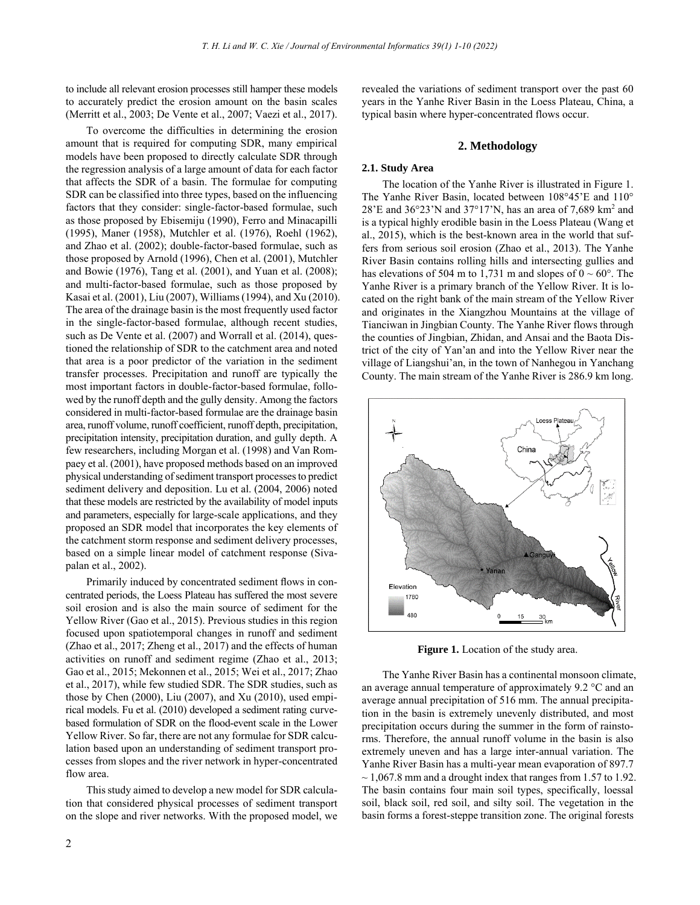to include all relevant erosion processes still hamper these models to accurately predict the erosion amount on the basin scales (Merritt et al., 2003; De Vente et al., 2007; Vaezi et al., 2017).

To overcome the difficulties in determining the erosion amount that is required for computing SDR, many empirical models have been proposed to directly calculate SDR through the regression analysis of a large amount of data for each factor that affects the SDR of a basin. The formulae for computing SDR can be classified into three types, based on the influencing factors that they consider: single-factor-based formulae, such as those proposed by Ebisemiju (1990), Ferro and Minacapilli (1995), Maner (1958), Mutchler et al. (1976), Roehl (1962), and Zhao et al. (2002); double-factor-based formulae, such as those proposed by Arnold (1996), Chen et al. (2001), Mutchler and Bowie (1976), Tang et al. (2001), and Yuan et al. (2008); and multi-factor-based formulae, such as those proposed by Kasai et al. (2001), Liu (2007), Williams (1994), and Xu (2010). The area of the drainage basin is the most frequently used factor in the single-factor-based formulae, although recent studies, such as De Vente et al. (2007) and Worrall et al. (2014), questioned the relationship of SDR to the catchment area and noted that area is a poor predictor of the variation in the sediment transfer processes. Precipitation and runoff are typically the most important factors in double-factor-based formulae, followed by the runoff depth and the gully density. Among the factors considered in multi-factor-based formulae are the drainage basin area, runoff volume, runoff coefficient, runoff depth, precipitation, precipitation intensity, precipitation duration, and gully depth. A few researchers, including Morgan et al. (1998) and Van Rompaey et al. (2001), have proposed methods based on an improved physical understanding of sediment transport processes to predict sediment delivery and deposition. Lu et al. (2004, 2006) noted that these models are restricted by the availability of model inputs and parameters, especially for large-scale applications, and they proposed an SDR model that incorporates the key elements of the catchment storm response and sediment delivery processes, based on a simple linear model of catchment response (Sivapalan et al., 2002).

Primarily induced by concentrated sediment flows in concentrated periods, the Loess Plateau has suffered the most severe soil erosion and is also the main source of sediment for the Yellow River (Gao et al., 2015). Previous studies in this region focused upon spatiotemporal changes in runoff and sediment (Zhao et al., 2017; Zheng et al., 2017) and the effects of human activities on runoff and sediment regime (Zhao et al., 2013; Gao et al., 2015; Mekonnen et al., 2015; Wei et al., 2017; Zhao et al., 2017), while few studied SDR. The SDR studies, such as those by Chen (2000), Liu (2007), and Xu (2010), used empirical models. Fu et al. (2010) developed a sediment rating curve-based formulation of SDR on the flood-event scale in the Lower Yellow River. So far, there are not any formulae for SDR calculation based upon an understanding of sediment transport processes from slopes and the river network in hyper-concentrated flow area.

This study aimed to develop a new model for SDR calculation that considered physical processes of sediment transport on the slope and river networks. With the proposed model, we revealed the variations of sediment transport over the past 60 years in the Yanhe River Basin in the Loess Plateau, China, a typical basin where hyper-concentrated flows occur.

## 2. Methodology

### 2.1. Study Area

The location of the Yanhe River is illustrated in Figure 1. The Yanhe River Basin, located between 108°45'E and 110°28'E and 36°23'N and 37°17'N, has an area of 7,689 km$^2$ and is a typical highly erodible basin in the Loess Plateau (Wang et al., 2015), which is the best-known area in the world that suffers from serious soil erosion (Zhao et al., 2013). The Yanhe River Basin contains rolling hills and intersecting gullies and has elevations of 504 m to 1,731 m and slopes of 0 ~ 60°. The Yanhe River is a primary branch of the Yellow River. It is located on the right bank of the main stream of the Yellow River and originates in the Xiangzhou Mountains at the village of Tianciwan in Jingbian County. The Yanhe River flows through the counties of Jingbian, Zhidan, and Ansai and the Baota District of the city of Yan'an and into the Yellow River near the village of Liangshui'an, in the town of Nanhegou in Yanchang County. The main stream of the Yanhe River is 286.9 km long.

**Figure 1.** Location of the study area.

The Yanhe River Basin has a continental monsoon climate, an average annual temperature of approximately 9.2 °C and an average annual precipitation of 516 mm. The annual precipitation in the basin is extremely unevenly distributed, and most precipitation occurs during the summer in the form of rainstorms. Therefore, the annual runoff volume in the basin is also extremely uneven and has a large inter-annual variation. The Yanhe River Basin has a multi-year mean evaporation of 897.7 ~ 1,067.8 mm and a drought index that ranges from 1.57 to 1.92. The basin contains four main soil types, specifically, loessal soil, black soil, red soil, and silty soil. The vegetation in the basin forms a forest-steppe transition zone. The original forests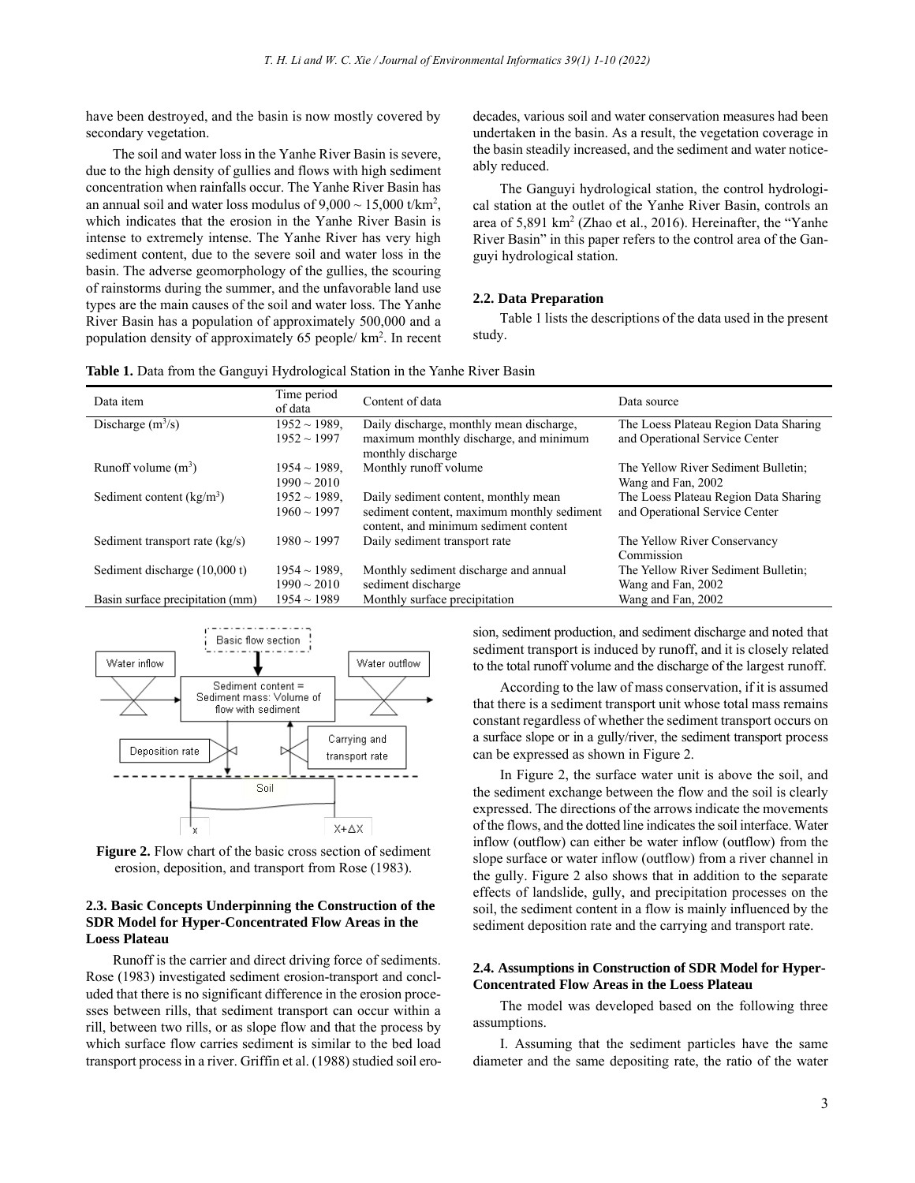have been destroyed, and the basin is now mostly covered by secondary vegetation.

The soil and water loss in the Yanhe River Basin is severe, due to the high density of gullies and flows with high sediment concentration when rainfalls occur. The Yanhe River Basin has an annual soil and water loss modulus of 9,000 ~ 15,000 t/km$^2$, which indicates that the erosion in the Yanhe River Basin is intense to extremely intense. The Yanhe River has very high sediment content, due to the severe soil and water loss in the basin. The adverse geomorphology of the gullies, the scouring of rainstorms during the summer, and the unfavorable land use types are the main causes of the soil and water loss. The Yanhe River Basin has a population of approximately 500,000 and a population density of approximately 65 people/ km$^2$. In recent decades, various soil and water conservation measures had been undertaken in the basin. As a result, the vegetation coverage in the basin steadily increased, and the sediment and water noticeably reduced.

The Ganguyi hydrological station, the control hydrological station at the outlet of the Yanhe River Basin, controls an area of 5,891 km$^2$ (Zhao et al., 2016). Hereinafter, the "Yanhe River Basin" in this paper refers to the control area of the Ganguyi hydrological station.

### 2.2. Data Preparation

Table 1 lists the descriptions of the data used in the present study.

**Table 1.** Data from the Ganguyi Hydrological Station in the Yanhe River Basin

| Data item | Time period of data | Content of data | Data source |
|---|---|---|---|
| Discharge (m$^3$/s) | 1952 ~ 1989, 1952 ~ 1997 | Daily discharge, monthly mean discharge, maximum monthly discharge, and minimum monthly discharge | The Loess Plateau Region Data Sharing and Operational Service Center |
| Runoff volume (m$^3$) | 1954 ~ 1989, 1990 ~ 2010 | Monthly runoff volume | The Yellow River Sediment Bulletin; Wang and Fan, 2002 |
| Sediment content (kg/m$^3$) | 1952 ~ 1989, 1960 ~ 1997 | Daily sediment content, monthly mean sediment content, maximum monthly sediment content, and minimum sediment content | The Loess Plateau Region Data Sharing and Operational Service Center |
| Sediment transport rate (kg/s) | 1980 ~ 1997 | Daily sediment transport rate | The Yellow River Conservancy Commission |
| Sediment discharge (10,000 t) | 1954 ~ 1989, 1990 ~ 2010 | Monthly sediment discharge and annual sediment discharge | The Yellow River Sediment Bulletin; Wang and Fan, 2002 |
| Basin surface precipitation (mm) | 1954 ~ 1989 | Monthly surface precipitation | Wang and Fan, 2002 |

**Figure 2.** Flow chart of the basic cross section of sediment erosion, deposition, and transport from Rose (1983).

### 2.3. Basic Concepts Underpinning the Construction of the SDR Model for Hyper-Concentrated Flow Areas in the Loess Plateau

Runoff is the carrier and direct driving force of sediments. Rose (1983) investigated sediment erosion-transport and concluded that there is no significant difference in the erosion processes between rills, that sediment transport can occur within a rill, between two rills, or as slope flow and that the process by which surface flow carries sediment is similar to the bed load transport process in a river. Griffin et al. (1988) studied soil erosion, sediment production, and sediment discharge and noted that sediment transport is induced by runoff, and it is closely related to the total runoff volume and the discharge of the largest runoff.

According to the law of mass conservation, if it is assumed that there is a sediment transport unit whose total mass remains constant regardless of whether the sediment transport occurs on a surface slope or in a gully/river, the sediment transport process can be expressed as shown in Figure 2.

In Figure 2, the surface water unit is above the soil, and the sediment exchange between the flow and the soil is clearly expressed. The directions of the arrows indicate the movements of the flows, and the dotted line indicates the soil interface. Water inflow (outflow) can either be water inflow (outflow) from the slope surface or water inflow (outflow) from a river channel in the gully. Figure 2 also shows that in addition to the separate effects of landslide, gully, and precipitation processes on the soil, the sediment content in a flow is mainly influenced by the sediment deposition rate and the carrying and transport rate.

### 2.4. Assumptions in Construction of SDR Model for Hyper-Concentrated Flow Areas in the Loess Plateau

The model was developed based on the following three assumptions.

I. Assuming that the sediment particles have the same diameter and the same depositing rate, the ratio of the water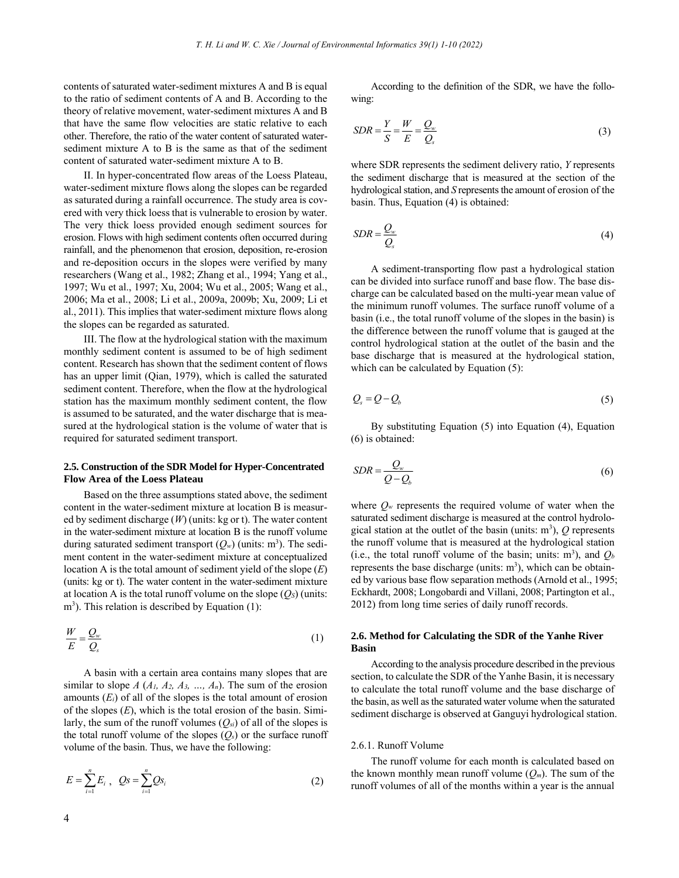contents of saturated water-sediment mixtures A and B is equal to the ratio of sediment contents of A and B. According to the theory of relative movement, water-sediment mixtures A and B that have the same flow velocities are static relative to each other. Therefore, the ratio of the water content of saturated water-sediment mixture A to B is the same as that of the sediment content of saturated water-sediment mixture A to B.

II. In hyper-concentrated flow areas of the Loess Plateau, water-sediment mixture flows along the slopes can be regarded as saturated during a rainfall occurrence. The study area is covered with very thick loess that is vulnerable to erosion by water. The very thick loess provided enough sediment sources for erosion. Flows with high sediment contents often occurred during rainfall, and the phenomenon that erosion, deposition, re-erosion and re-deposition occurs in the slopes were verified by many researchers (Wang et al., 1982; Zhang et al., 1994; Yang et al., 1997; Wu et al., 1997; Xu, 2004; Wu et al., 2005; Wang et al., 2006; Ma et al., 2008; Li et al., 2009a, 2009b; Xu, 2009; Li et al., 2011). This implies that water-sediment mixture flows along the slopes can be regarded as saturated.

III. The flow at the hydrological station with the maximum monthly sediment content is assumed to be of high sediment content. Research has shown that the sediment content of flows has an upper limit (Qian, 1979), which is called the saturated sediment content. Therefore, when the flow at the hydrological station has the maximum monthly sediment content, the flow is assumed to be saturated, and the water discharge that is measured at the hydrological station is the volume of water that is required for saturated sediment transport.

### 2.5. Construction of the SDR Model for Hyper-Concentrated Flow Area of the Loess Plateau

Based on the three assumptions stated above, the sediment content in the water-sediment mixture at location B is measured by sediment discharge ($W$) (units: kg or t). The water content in the water-sediment mixture at location B is the runoff volume during saturated sediment transport ($Q_w$) (units: m$^3$). The sediment content in the water-sediment mixture at conceptualized location A is the total amount of sediment yield of the slope ($E$) (units: kg or t). The water content in the water-sediment mixture at location A is the total runoff volume on the slope ($Q_S$) (units: m$^3$). This relation is described by Equation (1):

$$\frac{W}{E} = \frac{Q_w}{Q_s} \tag{1}$$

A basin with a certain area contains many slopes that are similar to slope $A$ ($A_1, A_2, A_3, \ldots, A_n$). The sum of the erosion amounts ($E_i$) of all of the slopes is the total amount of erosion of the slopes ($E$), which is the total erosion of the basin. Similarly, the sum of the runoff volumes ($Q_{si}$) of all of the slopes is the total runoff volume of the slopes ($Q_s$) or the surface runoff volume of the basin. Thus, we have the following:

$$E = \sum_{i=1}^{n} E_i \ , \quad Qs = \sum_{i=1}^{n} Qs_i \tag{2}$$

According to the definition of the SDR, we have the following:

$$SDR = \frac{Y}{S} = \frac{W}{E} = \frac{Q_w}{Q_s} \tag{3}$$

where SDR represents the sediment delivery ratio, $Y$ represents the sediment discharge that is measured at the section of the hydrological station, and $S$ represents the amount of erosion of the basin. Thus, Equation (4) is obtained:

$$SDR = \frac{Q_w}{Q_s} \tag{4}$$

A sediment-transporting flow past a hydrological station can be divided into surface runoff and base flow. The base discharge can be calculated based on the multi-year mean value of the minimum runoff volumes. The surface runoff volume of a basin (i.e., the total runoff volume of the slopes in the basin) is the difference between the runoff volume that is gauged at the control hydrological station at the outlet of the basin and the base discharge that is measured at the hydrological station, which can be calculated by Equation (5):

$$Q_s = Q - Q_b \tag{5}$$

By substituting Equation (5) into Equation (4), Equation (6) is obtained:

$$SDR = \frac{Q_w}{Q - Q_b} \tag{6}$$

where $Q_w$ represents the required volume of water when the saturated sediment discharge is measured at the control hydrological station at the outlet of the basin (units: m$^3$), $Q$ represents the runoff volume that is measured at the hydrological station (i.e., the total runoff volume of the basin; units: m$^3$), and $Q_b$ represents the base discharge (units: m$^3$), which can be obtained by various base flow separation methods (Arnold et al., 1995; Eckhardt, 2008; Longobardi and Villani, 2008; Partington et al., 2012) from long time series of daily runoff records.

### 2.6. Method for Calculating the SDR of the Yanhe River Basin

According to the analysis procedure described in the previous section, to calculate the SDR of the Yanhe Basin, it is necessary to calculate the total runoff volume and the base discharge of the basin, as well as the saturated water volume when the saturated sediment discharge is observed at Ganguyi hydrological station.

#### 2.6.1. Runoff Volume

The runoff volume for each month is calculated based on the known monthly mean runoff volume ($Q_m$). The sum of the runoff volumes of all of the months within a year is the annual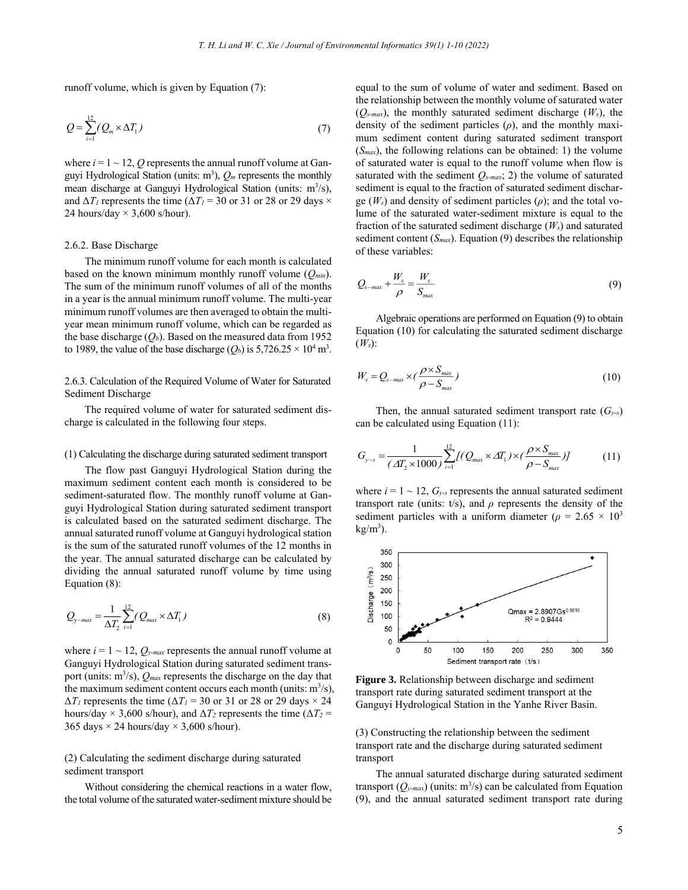runoff volume, which is given by Equation (7):

$$Q = \sum_{i=1}^{12} (Q_m \times \Delta T_1) \tag{7}$$

where $i = 1 \sim 12$, $Q$ represents the annual runoff volume at Ganguyi Hydrological Station (units: m$^3$), $Q_m$ represents the monthly mean discharge at Ganguyi Hydrological Station (units: m$^3$/s), and $\Delta T_1$ represents the time ($\Delta T_1$ = 30 or 31 or 28 or 29 days × 24 hours/day × 3,600 s/hour).

#### 2.6.2. Base Discharge

The minimum runoff volume for each month is calculated based on the known minimum monthly runoff volume ($Q_{min}$). The sum of the minimum runoff volumes of all of the months in a year is the annual minimum runoff volume. The multi-year minimum runoff volumes are then averaged to obtain the multi-year mean minimum runoff volume, which can be regarded as the base discharge ($Q_b$). Based on the measured data from 1952 to 1989, the value of the base discharge ($Q_b$) is 5,726.25 × 10$^4$ m$^3$.

#### 2.6.3. Calculation of the Required Volume of Water for Saturated Sediment Discharge

The required volume of water for saturated sediment discharge is calculated in the following four steps.

(1) Calculating the discharge during saturated sediment transport

The flow past Ganguyi Hydrological Station during the maximum sediment content each month is considered to be sediment-saturated flow. The monthly runoff volume at Ganguyi Hydrological Station during saturated sediment transport is calculated based on the saturated sediment discharge. The annual saturated runoff volume at Ganguyi hydrological station is the sum of the saturated runoff volumes of the 12 months in the year. The annual saturated discharge can be calculated by dividing the annual saturated runoff volume by time using Equation (8):

$$Q_{y-max} = \frac{1}{\Delta T_2} \sum_{i=1}^{12} (Q_{max} \times \Delta T_1) \tag{8}$$

where $i = 1 \sim 12$, $Q_{y\text{-}max}$ represents the annual runoff volume at Ganguyi Hydrological Station during saturated sediment transport (units: m$^3$/s), $Q_{max}$ represents the discharge on the day that the maximum sediment content occurs each month (units: m$^3$/s), $\Delta T_1$ represents the time ($\Delta T_1$ = 30 or 31 or 28 or 29 days × 24 hours/day × 3,600 s/hour), and $\Delta T_2$ represents the time ($\Delta T_2$ = 365 days × 24 hours/day × 3,600 s/hour).

(2) Calculating the sediment discharge during saturated sediment transport

Without considering the chemical reactions in a water flow, the total volume of the saturated water-sediment mixture should be equal to the sum of volume of water and sediment. Based on the relationship between the monthly volume of saturated water ($Q_{s\text{-}max}$), the monthly saturated sediment discharge ($W_s$), the density of the sediment particles ($\rho$), and the monthly maximum sediment content during saturated sediment transport ($S_{max}$), the following relations can be obtained: 1) the volume of saturated water is equal to the runoff volume when flow is saturated with the sediment $Q_{s\text{-}max}$; 2) the volume of saturated sediment is equal to the fraction of saturated sediment discharge ($W_s$) and density of sediment particles ($\rho$); and the total volume of the saturated water-sediment mixture is equal to the fraction of the saturated sediment discharge ($W_s$) and saturated sediment content ($S_{max}$). Equation (9) describes the relationship of these variables:

$$Q_{s-max} + \frac{W_s}{\rho} = \frac{W_s}{S_{max}} \tag{9}$$

Algebraic operations are performed on Equation (9) to obtain Equation (10) for calculating the saturated sediment discharge ($W_s$):

$$W_s = Q_{s-max} \times \left(\frac{\rho \times S_{max}}{\rho - S_{max}}\right) \tag{10}$$

Then, the annual saturated sediment transport rate ($G_{y\text{-}s}$) can be calculated using Equation (11):

$$G_{y-s} = \frac{1}{(\Delta T_2 \times 1000)} \sum_{i=1}^{12} \left[(Q_{max} \times \Delta T_1) \times \left(\frac{\rho \times S_{max}}{\rho - S_{max}}\right)\right] \tag{11}$$

where $i = 1 \sim 12$, $G_{y\text{-}s}$ represents the annual saturated sediment transport rate (units: t/s), and $\rho$ represents the density of the sediment particles with a uniform diameter ($\rho$ = 2.65 × 10$^3$ kg/m$^3$).

**Figure 3.** Relationship between discharge and sediment transport rate during saturated sediment transport at the Ganguyi Hydrological Station in the Yanhe River Basin.

(3) Constructing the relationship between the sediment transport rate and the discharge during saturated sediment transport

The annual saturated discharge during saturated sediment transport ($Q_{y\text{-}max}$) (units: m$^3$/s) can be calculated from Equation (9), and the annual saturated sediment transport rate during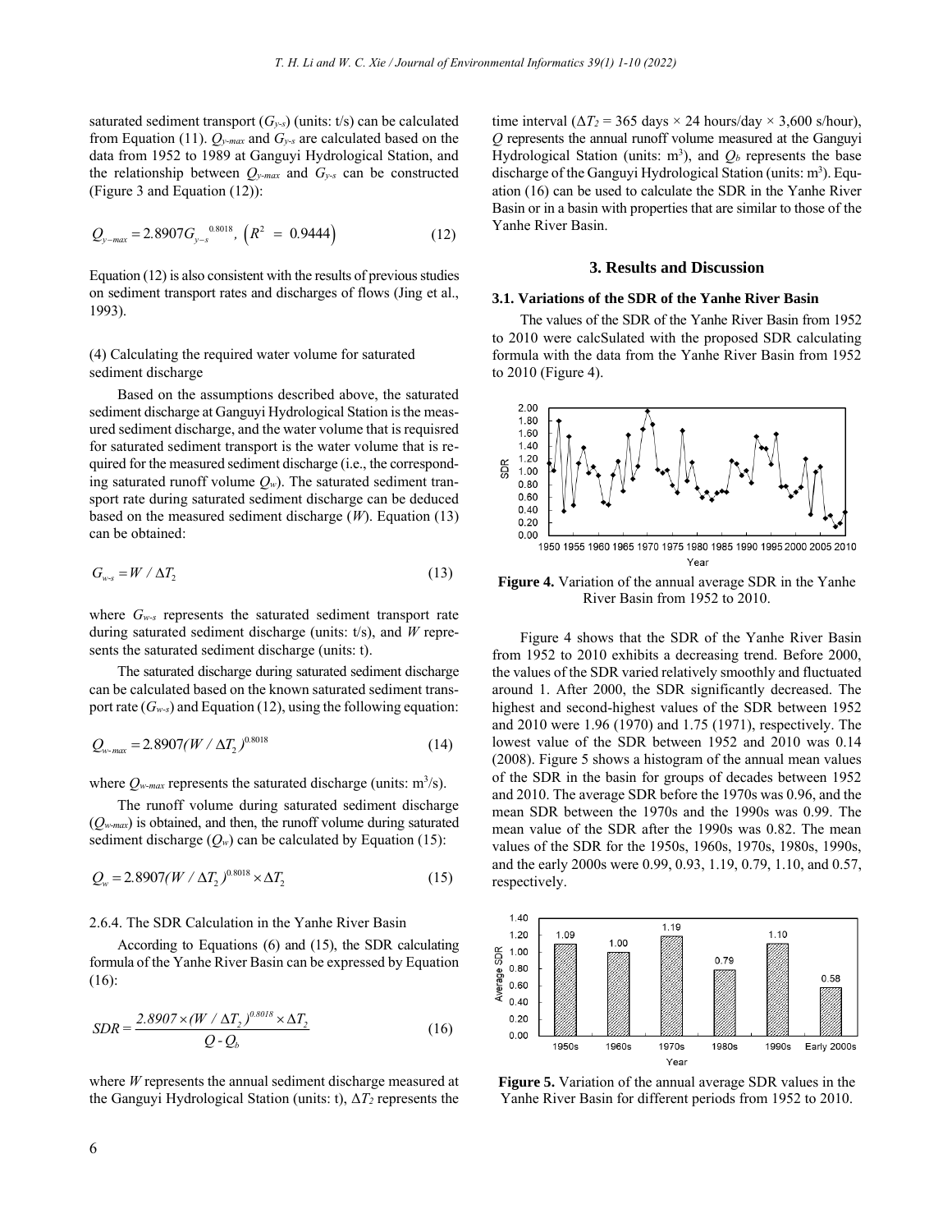saturated sediment transport ($G_{y-s}$) (units: t/s) can be calculated from Equation (11). $Q_{y-max}$ and $G_{y-s}$ are calculated based on the data from 1952 to 1989 at Ganguyi Hydrological Station, and the relationship between $Q_{y-max}$ and $G_{y-s}$ can be constructed (Figure 3 and Equation (12)):

$$Q_{y-max} = 2.8907G_{y-s}^{\ 0.8018},\ \left(R^2\ =\ 0.9444\right) \tag{12}$$

Equation (12) is also consistent with the results of previous studies on sediment transport rates and discharges of flows (Jing et al., 1993).

(4) Calculating the required water volume for saturated sediment discharge

Based on the assumptions described above, the saturated sediment discharge at Ganguyi Hydrological Station is the measured sediment discharge, and the water volume that is requisred for saturated sediment transport is the water volume that is required for the measured sediment discharge (i.e., the corresponding saturated runoff volume $Q_w$). The saturated sediment transport rate during saturated sediment discharge can be deduced based on the measured sediment discharge ($W$). Equation (13) can be obtained:

$$G_{w-s} = W / \Delta T_2 \tag{13}$$

where $G_{w-s}$ represents the saturated sediment transport rate during saturated sediment discharge (units: t/s), and $W$ represents the saturated sediment discharge (units: t).

The saturated discharge during saturated sediment discharge can be calculated based on the known saturated sediment transport rate ($G_{w-s}$) and Equation (12), using the following equation:

$$Q_{w-max} = 2.8907(W / \Delta T_2)^{0.8018} \tag{14}$$

where $Q_{w-max}$ represents the saturated discharge (units: $m^3$/s).

The runoff volume during saturated sediment discharge ($Q_{w-max}$) is obtained, and then, the runoff volume during saturated sediment discharge ($Q_w$) can be calculated by Equation (15):

$$Q_w = 2.8907(W / \Delta T_2)^{0.8018} \times \Delta T_2 \tag{15}$$

2.6.4. The SDR Calculation in the Yanhe River Basin

According to Equations (6) and (15), the SDR calculating formula of the Yanhe River Basin can be expressed by Equation (16):

$$SDR = \frac{2.8907 \times (W / \Delta T_2)^{0.8018} \times \Delta T_2}{Q - Q_b} \tag{16}$$

where $W$ represents the annual sediment discharge measured at the Ganguyi Hydrological Station (units: t), $\Delta T_2$ represents the time interval ($\Delta T_2$ = 365 days × 24 hours/day × 3,600 s/hour), $Q$ represents the annual runoff volume measured at the Ganguyi Hydrological Station (units: $m^3$), and $Q_b$ represents the base discharge of the Ganguyi Hydrological Station (units: $m^3$). Equation (16) can be used to calculate the SDR in the Yanhe River Basin or in a basin with properties that are similar to those of the Yanhe River Basin.

## 3. Results and Discussion

### 3.1. Variations of the SDR of the Yanhe River Basin

The values of the SDR of the Yanhe River Basin from 1952 to 2010 were calcSulated with the proposed SDR calculating formula with the data from the Yanhe River Basin from 1952 to 2010 (Figure 4).

**Figure 4.** Variation of the annual average SDR in the Yanhe River Basin from 1952 to 2010.

Figure 4 shows that the SDR of the Yanhe River Basin from 1952 to 2010 exhibits a decreasing trend. Before 2000, the values of the SDR varied relatively smoothly and fluctuated around 1. After 2000, the SDR significantly decreased. The highest and second-highest values of the SDR between 1952 and 2010 were 1.96 (1970) and 1.75 (1971), respectively. The lowest value of the SDR between 1952 and 2010 was 0.14 (2008). Figure 5 shows a histogram of the annual mean values of the SDR in the basin for groups of decades between 1952 and 2010. The average SDR before the 1970s was 0.96, and the mean SDR between the 1970s and the 1990s was 0.99. The mean value of the SDR after the 1990s was 0.82. The mean values of the SDR for the 1950s, 1960s, 1970s, 1980s, 1990s, and the early 2000s were 0.99, 0.93, 1.19, 0.79, 1.10, and 0.57, respectively.

**Figure 5.** Variation of the annual average SDR values in the Yanhe River Basin for different periods from 1952 to 2010.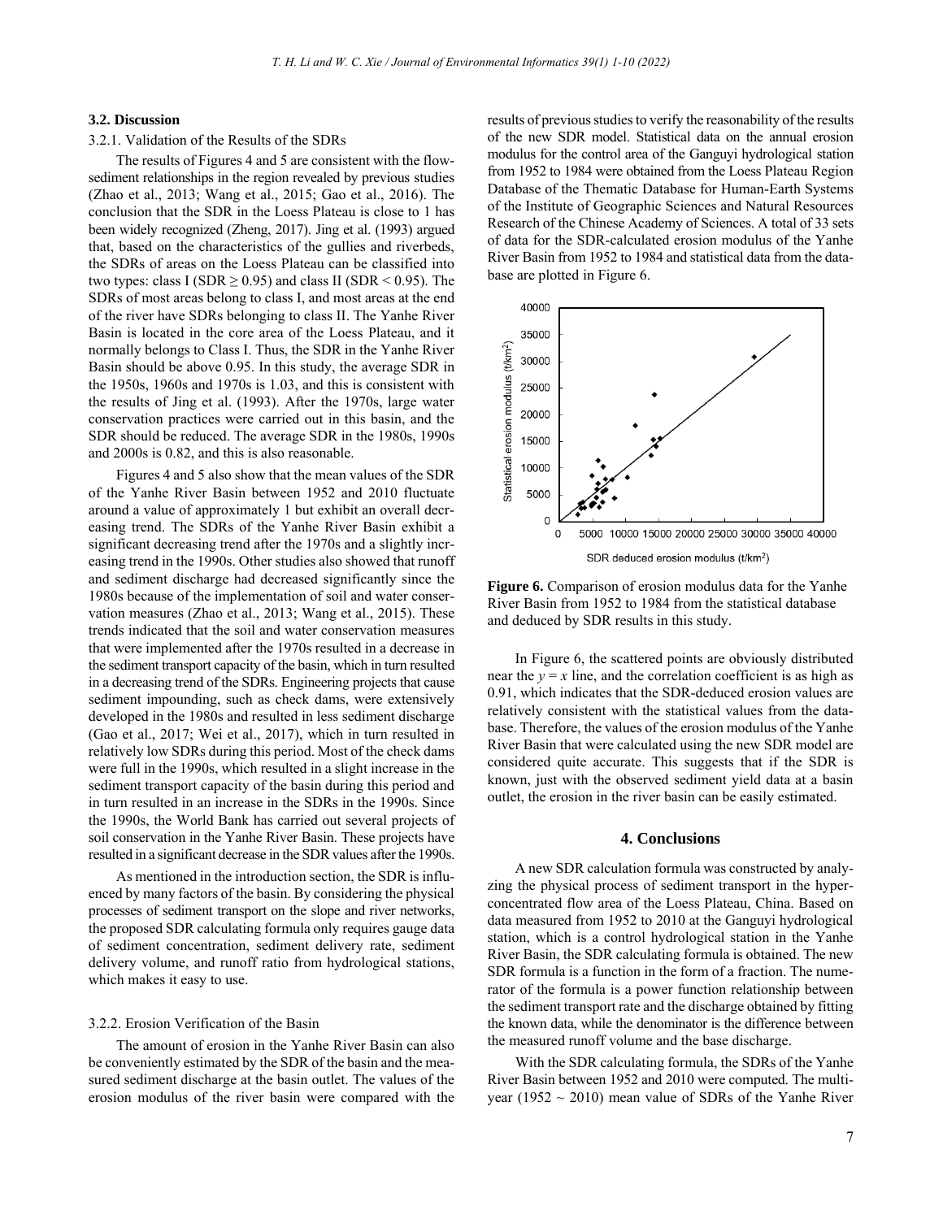### 3.2. Discussion

3.2.1. Validation of the Results of the SDRs

The results of Figures 4 and 5 are consistent with the flow-sediment relationships in the region revealed by previous studies (Zhao et al., 2013; Wang et al., 2015; Gao et al., 2016). The conclusion that the SDR in the Loess Plateau is close to 1 has been widely recognized (Zheng, 2017). Jing et al. (1993) argued that, based on the characteristics of the gullies and riverbeds, the SDRs of areas on the Loess Plateau can be classified into two types: class I (SDR ≥ 0.95) and class II (SDR < 0.95). The SDRs of most areas belong to class I, and most areas at the end of the river have SDRs belonging to class II. The Yanhe River Basin is located in the core area of the Loess Plateau, and it normally belongs to Class I. Thus, the SDR in the Yanhe River Basin should be above 0.95. In this study, the average SDR in the 1950s, 1960s and 1970s is 1.03, and this is consistent with the results of Jing et al. (1993). After the 1970s, large water conservation practices were carried out in this basin, and the SDR should be reduced. The average SDR in the 1980s, 1990s and 2000s is 0.82, and this is also reasonable.

Figures 4 and 5 also show that the mean values of the SDR of the Yanhe River Basin between 1952 and 2010 fluctuate around a value of approximately 1 but exhibit an overall decreasing trend. The SDRs of the Yanhe River Basin exhibit a significant decreasing trend after the 1970s and a slightly increasing trend in the 1990s. Other studies also showed that runoff and sediment discharge had decreased significantly since the 1980s because of the implementation of soil and water conservation measures (Zhao et al., 2013; Wang et al., 2015). These trends indicated that the soil and water conservation measures that were implemented after the 1970s resulted in a decrease in the sediment transport capacity of the basin, which in turn resulted in a decreasing trend of the SDRs. Engineering projects that cause sediment impounding, such as check dams, were extensively developed in the 1980s and resulted in less sediment discharge (Gao et al., 2017; Wei et al., 2017), which in turn resulted in relatively low SDRs during this period. Most of the check dams were full in the 1990s, which resulted in a slight increase in the sediment transport capacity of the basin during this period and in turn resulted in an increase in the SDRs in the 1990s. Since the 1990s, the World Bank has carried out several projects of soil conservation in the Yanhe River Basin. These projects have resulted in a significant decrease in the SDR values after the 1990s.

As mentioned in the introduction section, the SDR is influenced by many factors of the basin. By considering the physical processes of sediment transport on the slope and river networks, the proposed SDR calculating formula only requires gauge data of sediment concentration, sediment delivery rate, sediment delivery volume, and runoff ratio from hydrological stations, which makes it easy to use.

3.2.2. Erosion Verification of the Basin

The amount of erosion in the Yanhe River Basin can also be conveniently estimated by the SDR of the basin and the measured sediment discharge at the basin outlet. The values of the erosion modulus of the river basin were compared with the results of previous studies to verify the reasonability of the results of the new SDR model. Statistical data on the annual erosion modulus for the control area of the Ganguyi hydrological station from 1952 to 1984 were obtained from the Loess Plateau Region Database of the Thematic Database for Human-Earth Systems of the Institute of Geographic Sciences and Natural Resources Research of the Chinese Academy of Sciences. A total of 33 sets of data for the SDR-calculated erosion modulus of the Yanhe River Basin from 1952 to 1984 and statistical data from the database are plotted in Figure 6.

**Figure 6.** Comparison of erosion modulus data for the Yanhe River Basin from 1952 to 1984 from the statistical database and deduced by SDR results in this study.

In Figure 6, the scattered points are obviously distributed near the $y = x$ line, and the correlation coefficient is as high as 0.91, which indicates that the SDR-deduced erosion values are relatively consistent with the statistical values from the database. Therefore, the values of the erosion modulus of the Yanhe River Basin that were calculated using the new SDR model are considered quite accurate. This suggests that if the SDR is known, just with the observed sediment yield data at a basin outlet, the erosion in the river basin can be easily estimated.

## 4. Conclusions

A new SDR calculation formula was constructed by analyzing the physical process of sediment transport in the hyperconcentrated flow area of the Loess Plateau, China. Based on data measured from 1952 to 2010 at the Ganguyi hydrological station, which is a control hydrological station in the Yanhe River Basin, the SDR calculating formula is obtained. The new SDR formula is a function in the form of a fraction. The numerator of the formula is a power function relationship between the sediment transport rate and the discharge obtained by fitting the known data, while the denominator is the difference between the measured runoff volume and the base discharge.

With the SDR calculating formula, the SDRs of the Yanhe River Basin between 1952 and 2010 were computed. The multiyear (1952 ~ 2010) mean value of SDRs of the Yanhe River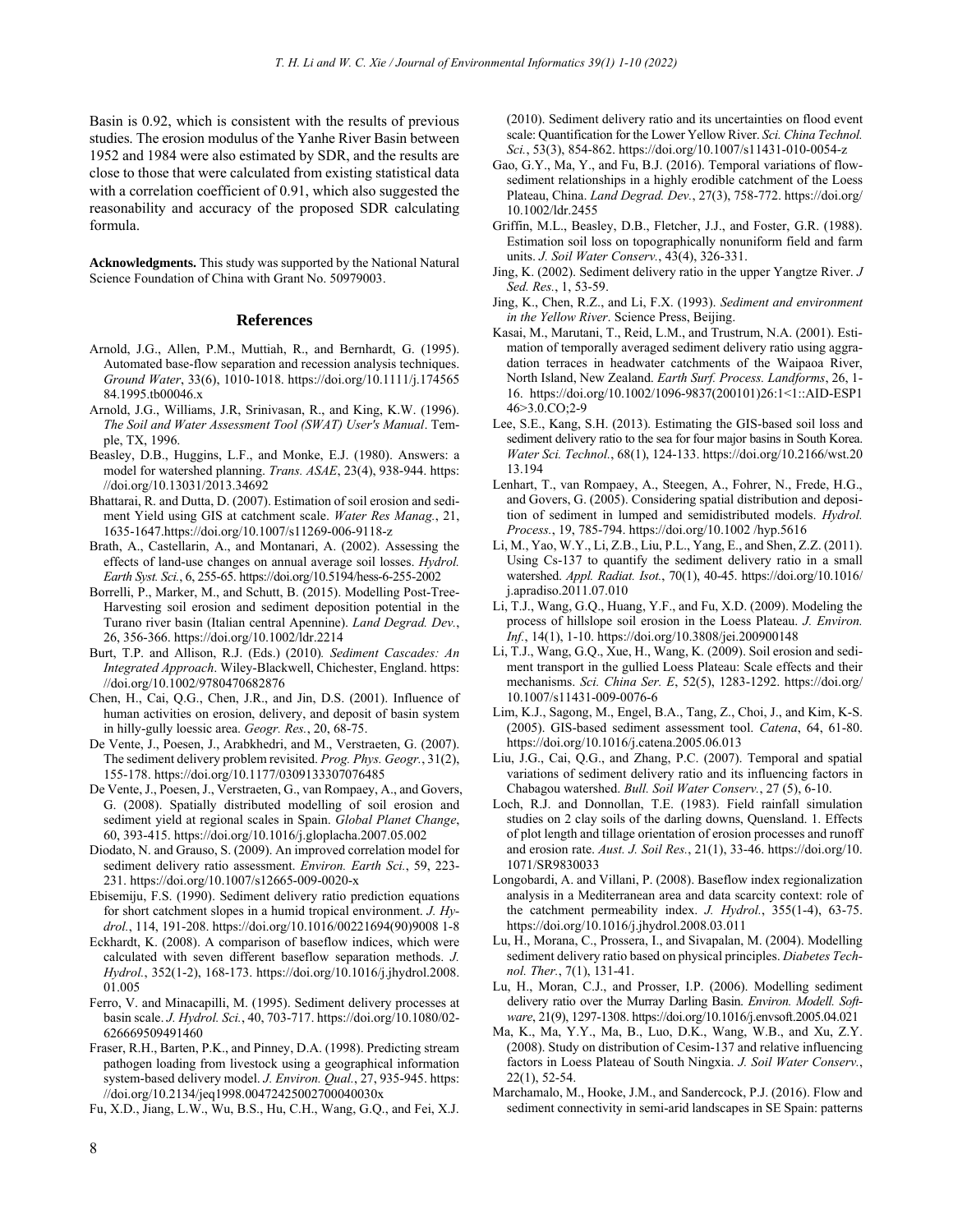Basin is 0.92, which is consistent with the results of previous studies. The erosion modulus of the Yanhe River Basin between 1952 and 1984 were also estimated by SDR, and the results are close to those that were calculated from existing statistical data with a correlation coefficient of 0.91, which also suggested the reasonability and accuracy of the proposed SDR calculating formula.

**Acknowledgments.** This study was supported by the National Natural Science Foundation of China with Grant No. 50979003.

## References

Arnold, J.G., Allen, P.M., Muttiah, R., and Bernhardt, G. (1995). Automated base-flow separation and recession analysis techniques. *Ground Water*, 33(6), 1010-1018. https://doi.org/10.1111/j.1745658 4.1995.tb00046.x

Arnold, J.G., Williams, J.R, Srinivasan, R., and King, K.W. (1996). *The Soil and Water Assessment Tool (SWAT) User's Manual*. Temple, TX, 1996.

Beasley, D.B., Huggins, L.F., and Monke, E.J. (1980). Answers: a model for watershed planning. *Trans. ASAE*, 23(4), 938-944. https://doi.org/10.13031/2013.34692

Bhattarai, R. and Dutta, D. (2007). Estimation of soil erosion and sediment Yield using GIS at catchment scale. *Water Res Manag.*, 21, 1635-1647.https://doi.org/10.1007/s11269-006-9118-z

Brath, A., Castellarin, A., and Montanari, A. (2002). Assessing the effects of land-use changes on annual average soil losses. *Hydrol. Earth Syst. Sci.*, 6, 255-65. https://doi.org/10.5194/hess-6-255-2002

Borrelli, P., Marker, M., and Schutt, B. (2015). Modelling Post-Tree-Harvesting soil erosion and sediment deposition potential in the Turano river basin (Italian central Apennine). *Land Degrad. Dev.*, 26, 356-366. https://doi.org/10.1002/ldr.2214

Burt, T.P. and Allison, R.J. (Eds.) (2010)*. Sediment Cascades: An Integrated Approach*. Wiley-Blackwell, Chichester, England. https://doi.org/10.1002/9780470682876

Chen, H., Cai, Q.G., Chen, J.R., and Jin, D.S. (2001). Influence of human activities on erosion, delivery, and deposit of basin system in hilly-gully loessic area. *Geogr. Res.*, 20, 68-75.

De Vente, J., Poesen, J., Arabkhedri, and M., Verstraeten, G. (2007). The sediment delivery problem revisited. *Prog. Phys. Geogr.*, 31(2), 155-178. https://doi.org/10.1177/0309133307076485

De Vente, J., Poesen, J., Verstraeten, G., van Rompaey, A., and Govers, G. (2008). Spatially distributed modelling of soil erosion and sediment yield at regional scales in Spain. *Global Planet Change*, 60, 393-415. https://doi.org/10.1016/j.gloplacha.2007.05.002

Diodato, N. and Grauso, S. (2009). An improved correlation model for sediment delivery ratio assessment. *Environ. Earth Sci.*, 59, 223-231. https://doi.org/10.1007/s12665-009-0020-x

Ebisemiju, F.S. (1990). Sediment delivery ratio prediction equations for short catchment slopes in a humid tropical environment. *J. Hydrol.*, 114, 191-208. https://doi.org/10.1016/00221694(90)9008 1-8

Eckhardt, K. (2008). A comparison of baseflow indices, which were calculated with seven different baseflow separation methods. *J. Hydrol.*, 352(1-2), 168-173. https://doi.org/10.1016/j.jhydrol.2008.01.005

Ferro, V. and Minacapilli, M. (1995). Sediment delivery processes at basin scale. *J. Hydrol. Sci.*, 40, 703-717. https://doi.org/10.1080/02-626669509491460

Fraser, R.H., Barten, P.K., and Pinney, D.A. (1998). Predicting stream pathogen loading from livestock using a geographical information system-based delivery model. *J. Environ. Qual.*, 27, 935-945. https://doi.org/10.2134/jeq1998.00472425002700040030x

Fu, X.D., Jiang, L.W., Wu, B.S., Hu, C.H., Wang, G.Q., and Fei, X.J. (2010). Sediment delivery ratio and its uncertainties on flood event scale: Quantification for the Lower Yellow River. *Sci. China Technol. Sci.*, 53(3), 854-862. https://doi.org/10.1007/s11431-010-0054-z

Gao, G.Y., Ma, Y., and Fu, B.J. (2016). Temporal variations of flow-sediment relationships in a highly erodible catchment of the Loess Plateau, China. *Land Degrad. Dev.*, 27(3), 758-772. https://doi.org/10.1002/ldr.2455

Griffin, M.L., Beasley, D.B., Fletcher, J.J., and Foster, G.R. (1988). Estimation soil loss on topographically nonuniform field and farm units. *J. Soil Water Conserv.*, 43(4), 326-331.

Jing, K. (2002). Sediment delivery ratio in the upper Yangtze River. *J Sed. Res.*, 1, 53-59.

Jing, K., Chen, R.Z., and Li, F.X. (1993). *Sediment and environment in the Yellow River*. Science Press, Beijing.

Kasai, M., Marutani, T., Reid, L.M., and Trustrum, N.A. (2001). Estimation of temporally averaged sediment delivery ratio using aggradation terraces in headwater catchments of the Waipaoa River, North Island, New Zealand. *Earth Surf. Process. Landforms*, 26, 1-16. https://doi.org/10.1002/1096-9837(200101)26:1<1::AID-ESP1 46>3.0.CO;2-9

Lee, S.E., Kang, S.H. (2013). Estimating the GIS-based soil loss and sediment delivery ratio to the sea for four major basins in South Korea. *Water Sci. Technol.*, 68(1), 124-133. https://doi.org/10.2166/wst.2013.194

Lenhart, T., van Rompaey, A., Steegen, A., Fohrer, N., Frede, H.G., and Govers, G. (2005). Considering spatial distribution and deposition of sediment in lumped and semidistributed models. *Hydrol. Process.*, 19, 785-794. https://doi.org/10.1002 /hyp.5616

Li, M., Yao, W.Y., Li, Z.B., Liu, P.L., Yang, E., and Shen, Z.Z. (2011). Using Cs-137 to quantify the sediment delivery ratio in a small watershed. *Appl. Radiat. Isot.*, 70(1), 40-45. https://doi.org/10.1016/j.apradiso.2011.07.010

Li, T.J., Wang, G.Q., Huang, Y.F., and Fu, X.D. (2009). Modeling the process of hillslope soil erosion in the Loess Plateau. *J. Environ. Inf.*, 14(1), 1-10. https://doi.org/10.3808/jei.200900148

Li, T.J., Wang, G.Q., Xue, H., Wang, K. (2009). Soil erosion and sediment transport in the gullied Loess Plateau: Scale effects and their mechanisms. *Sci. China Ser. E*, 52(5), 1283-1292. https://doi.org/10.1007/s11431-009-0076-6

Lim, K.J., Sagong, M., Engel, B.A., Tang, Z., Choi, J., and Kim, K-S. (2005). GIS-based sediment assessment tool. *Catena*, 64, 61-80. https://doi.org/10.1016/j.catena.2005.06.013

Liu, J.G., Cai, Q.G., and Zhang, P.C. (2007). Temporal and spatial variations of sediment delivery ratio and its influencing factors in Chabagou watershed. *Bull. Soil Water Conserv.*, 27 (5), 6-10.

Loch, R.J. and Donnollan, T.E. (1983). Field rainfall simulation studies on 2 clay soils of the darling downs, Quensland. 1. Effects of plot length and tillage orientation of erosion processes and runoff and erosion rate. *Aust. J. Soil Res.*, 21(1), 33-46. https://doi.org/10.1071/SR9830033

Longobardi, A. and Villani, P. (2008). Baseflow index regionalization analysis in a Mediterranean area and data scarcity context: role of the catchment permeability index. *J. Hydrol.*, 355(1-4), 63-75. https://doi.org/10.1016/j.jhydrol.2008.03.011

Lu, H., Morana, C., Prossera, I., and Sivapalan, M. (2004). Modelling sediment delivery ratio based on physical principles. *Diabetes Technol. Ther.*, 7(1), 131-41.

Lu, H., Moran, C.J., and Prosser, I.P. (2006). Modelling sediment delivery ratio over the Murray Darling Basin. *Environ. Modell. Software*, 21(9), 1297-1308. https://doi.org/10.1016/j.envsoft.2005.04.021

Ma, K., Ma, Y.Y., Ma, B., Luo, D.K., Wang, W.B., and Xu, Z.Y. (2008). Study on distribution of Cesim-137 and relative influencing factors in Loess Plateau of South Ningxia. *J. Soil Water Conserv.*, 22(1), 52-54.

Marchamalo, M., Hooke, J.M., and Sandercock, P.J. (2016). Flow and sediment connectivity in semi-arid landscapes in SE Spain: patterns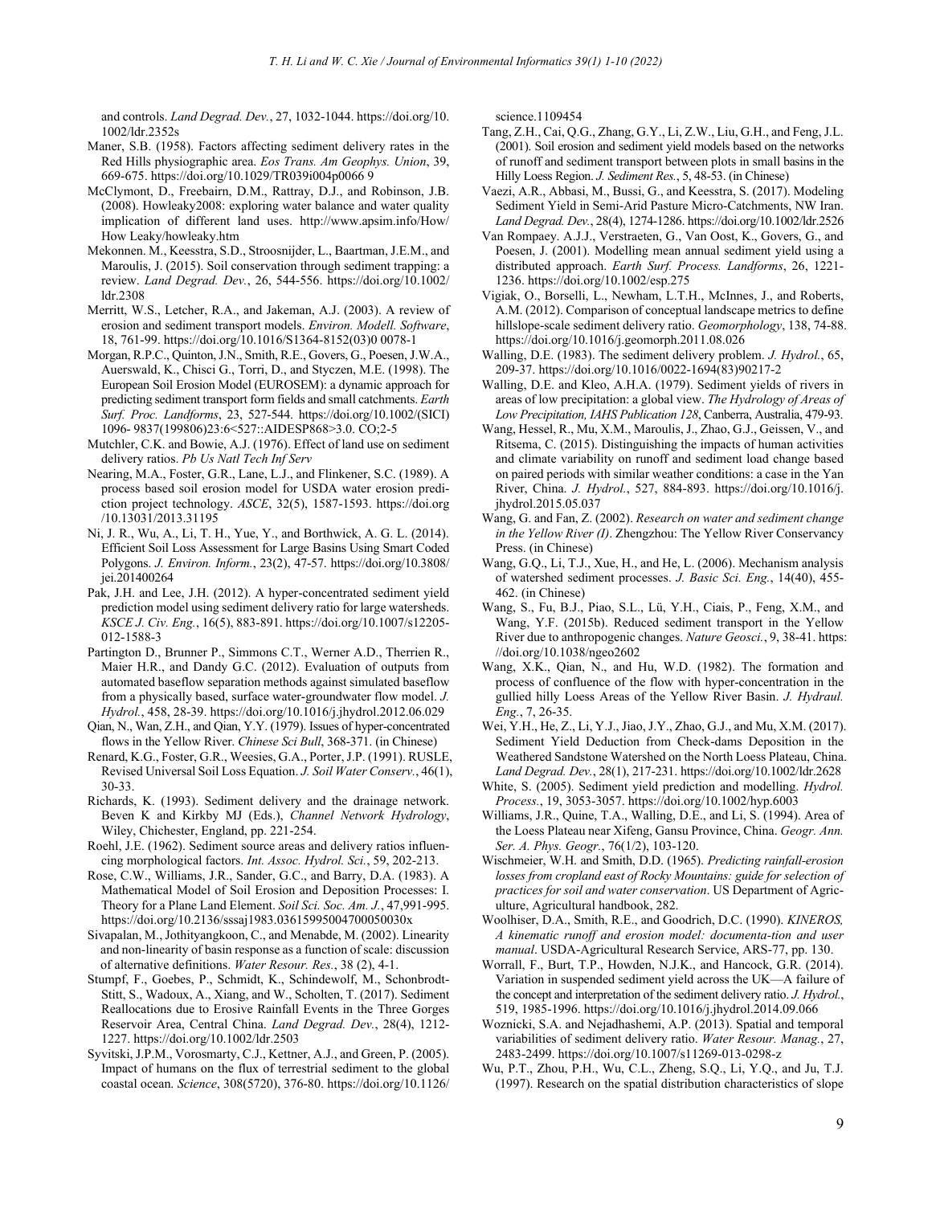and controls. *Land Degrad. Dev.*, 27, 1032-1044. https://doi.org/10.1002/ldr.2352s

Maner, S.B. (1958). Factors affecting sediment delivery rates in the Red Hills physiographic area. *Eos Trans. Am Geophys. Union*, 39, 669-675. https://doi.org/10.1029/TR039i004p0066 9

McClymont, D., Freebairn, D.M., Rattray, D.J., and Robinson, J.B. (2008). Howleaky2008: exploring water balance and water quality implication of different land uses. http://www.apsim.info/How/How Leaky/howleaky.htm

Mekonnen. M., Keesstra, S.D., Stroosnijder, L., Baartman, J.E.M., and Maroulis, J. (2015). Soil conservation through sediment trapping: a review. *Land Degrad. Dev.*, 26, 544-556. https://doi.org/10.1002/ldr.2308

Merritt, W.S., Letcher, R.A., and Jakeman, A.J. (2003). A review of erosion and sediment transport models. *Environ. Modell. Software*, 18, 761-99. https://doi.org/10.1016/S1364-8152(03)0 0078-1

Morgan, R.P.C., Quinton, J.N., Smith, R.E., Govers, G., Poesen, J.W.A., Auerswald, K., Chisci G., Torri, D., and Styczen, M.E. (1998). The European Soil Erosion Model (EUROSEM): a dynamic approach for predicting sediment transport form fields and small catchments. *Earth Surf. Proc. Landforms*, 23, 527-544. https://doi.org/10.1002/(SICI)1096- 9837(199806)23:6<527::AIDESP868>3.0. CO;2-5

Mutchler, C.K. and Bowie, A.J. (1976). Effect of land use on sediment delivery ratios. *Pb Us Natl Tech Inf Serv*

Nearing, M.A., Foster, G.R., Lane, L.J., and Flinkener, S.C. (1989). A process based soil erosion model for USDA water erosion prediction project technology. *ASCE*, 32(5), 1587-1593. https://doi.org/10.13031/2013.31195

Ni, J. R., Wu, A., Li, T. H., Yue, Y., and Borthwick, A. G. L. (2014). Efficient Soil Loss Assessment for Large Basins Using Smart Coded Polygons. *J. Environ. Inform.*, 23(2), 47-57. https://doi.org/10.3808/jei.201400264

Pak, J.H. and Lee, J.H. (2012). A hyper-concentrated sediment yield prediction model using sediment delivery ratio for large watersheds. *KSCE J. Civ. Eng.*, 16(5), 883-891. https://doi.org/10.1007/s12205-012-1588-3

Partington D., Brunner P., Simmons C.T., Werner A.D., Therrien R., Maier H.R., and Dandy G.C. (2012). Evaluation of outputs from automated baseflow separation methods against simulated baseflow from a physically based, surface water-groundwater flow model. *J. Hydrol.*, 458, 28-39. https://doi.org/10.1016/j.jhydrol.2012.06.029

Qian, N., Wan, Z.H., and Qian, Y.Y. (1979). Issues of hyper-concentrated flows in the Yellow River. *Chinese Sci Bull*, 368-371. (in Chinese)

Renard, K.G., Foster, G.R., Weesies, G.A., Porter, J.P. (1991). RUSLE, Revised Universal Soil Loss Equation. *J. Soil Water Conserv.*, 46(1), 30-33.

Richards, K. (1993). Sediment delivery and the drainage network. Beven K and Kirkby MJ (Eds.), *Channel Network Hydrology*, Wiley, Chichester, England, pp. 221-254.

Roehl, J.E. (1962). Sediment source areas and delivery ratios influencing morphological factors. *Int. Assoc. Hydrol. Sci.*, 59, 202-213.

Rose, C.W., Williams, J.R., Sander, G.C., and Barry, D.A. (1983). A Mathematical Model of Soil Erosion and Deposition Processes: I. Theory for a Plane Land Element. *Soil Sci. Soc. Am. J.*, 47,991-995. https://doi.org/10.2136/sssaj1983.03615995004700050030x

Sivapalan, M., Jothityangkoon, C., and Menabde, M. (2002). Linearity and non-linearity of basin response as a function of scale: discussion of alternative definitions. *Water Resour. Res.*, 38 (2), 4-1.

Stumpf, F., Goebes, P., Schmidt, K., Schindewolf, M., Schonbrodt-Stitt, S., Wadoux, A., Xiang, and W., Scholten, T. (2017). Sediment Reallocations due to Erosive Rainfall Events in the Three Gorges Reservoir Area, Central China. *Land Degrad. Dev.*, 28(4), 1212-1227. https://doi.org/10.1002/ldr.2503

Syvitski, J.P.M., Vorosmarty, C.J., Kettner, A.J., and Green, P. (2005). Impact of humans on the flux of terrestrial sediment to the global coastal ocean. *Science*, 308(5720), 376-80. https://doi.org/10.1126/science.1109454

Tang, Z.H., Cai, Q.G., Zhang, G.Y., Li, Z.W., Liu, G.H., and Feng, J.L. (2001). Soil erosion and sediment yield models based on the networks of runoff and sediment transport between plots in small basins in the Hilly Loess Region. *J. Sediment Res.*, 5, 48-53. (in Chinese)

Vaezi, A.R., Abbasi, M., Bussi, G., and Keesstra, S. (2017). Modeling Sediment Yield in Semi-Arid Pasture Micro-Catchments, NW Iran. *Land Degrad. Dev.*, 28(4), 1274-1286. https://doi.org/10.1002/ldr.2526

Van Rompaey. A.J.J., Verstraeten, G., Van Oost, K., Govers, G., and Poesen, J. (2001). Modelling mean annual sediment yield using a distributed approach. *Earth Surf. Process. Landforms*, 26, 1221-1236. https://doi.org/10.1002/esp.275

Vigiak, O., Borselli, L., Newham, L.T.H., McInnes, J., and Roberts, A.M. (2012). Comparison of conceptual landscape metrics to define hillslope-scale sediment delivery ratio. *Geomorphology*, 138, 74-88. https://doi.org/10.1016/j.geomorph.2011.08.026

Walling, D.E. (1983). The sediment delivery problem. *J. Hydrol.*, 65, 209-37. https://doi.org/10.1016/0022-1694(83)90217-2

Walling, D.E. and Kleo, A.H.A. (1979). Sediment yields of rivers in areas of low precipitation: a global view. *The Hydrology of Areas of Low Precipitation, IAHS Publication 128*, Canberra, Australia, 479-93.

Wang, Hessel, R., Mu, X.M., Maroulis, J., Zhao, G.J., Geissen, V., and Ritsema, C. (2015). Distinguishing the impacts of human activities and climate variability on runoff and sediment load change based on paired periods with similar weather conditions: a case in the Yan River, China. *J. Hydrol.*, 527, 884-893. https://doi.org/10.1016/j.jhydrol.2015.05.037

Wang, G. and Fan, Z. (2002). *Research on water and sediment change in the Yellow River (I)*. Zhengzhou: The Yellow River Conservancy Press. (in Chinese)

Wang, G.Q., Li, T.J., Xue, H., and He, L. (2006). Mechanism analysis of watershed sediment processes. *J. Basic Sci. Eng.*, 14(40), 455-462. (in Chinese)

Wang, S., Fu, B.J., Piao, S.L., Lü, Y.H., Ciais, P., Feng, X.M., and Wang, Y.F. (2015b). Reduced sediment transport in the Yellow River due to anthropogenic changes. *Nature Geosci.*, 9, 38-41. https://doi.org/10.1038/ngeo2602

Wang, X.K., Qian, N., and Hu, W.D. (1982). The formation and process of confluence of the flow with hyper-concentration in the gullied hilly Loess Areas of the Yellow River Basin. *J. Hydraul. Eng.*, 7, 26-35.

Wei, Y.H., He, Z., Li, Y.J., Jiao, J.Y., Zhao, G.J., and Mu, X.M. (2017). Sediment Yield Deduction from Check-dams Deposition in the Weathered Sandstone Watershed on the North Loess Plateau, China. *Land Degrad. Dev.*, 28(1), 217-231. https://doi.org/10.1002/ldr.2628

White, S. (2005). Sediment yield prediction and modelling. *Hydrol. Process.*, 19, 3053-3057. https://doi.org/10.1002/hyp.6003

Williams, J.R., Quine, T.A., Walling, D.E., and Li, S. (1994). Area of the Loess Plateau near Xifeng, Gansu Province, China. *Geogr. Ann. Ser. A. Phys. Geogr.*, 76(1/2), 103-120.

Wischmeier, W.H. and Smith, D.D. (1965). *Predicting rainfall-erosion losses from cropland east of Rocky Mountains: guide for selection of practices for soil and water conservation*. US Department of Agriculture, Agricultural handbook, 282.

Woolhiser, D.A., Smith, R.E., and Goodrich, D.C. (1990). *KINEROS, A kinematic runoff and erosion model: documenta-tion and user manual*. USDA-Agricultural Research Service, ARS-77, pp. 130.

Worrall, F., Burt, T.P., Howden, N.J.K., and Hancock, G.R. (2014). Variation in suspended sediment yield across the UK—A failure of the concept and interpretation of the sediment delivery ratio. *J. Hydrol.*, 519, 1985-1996. https://doi.org/10.1016/j.jhydrol.2014.09.066

Woznicki, S.A. and Nejadhashemi, A.P. (2013). Spatial and temporal variabilities of sediment delivery ratio. *Water Resour. Manag.*, 27, 2483-2499. https://doi.org/10.1007/s11269-013-0298-z

Wu, P.T., Zhou, P.H., Wu, C.L., Zheng, S.Q., Li, Y.Q., and Ju, T.J. (1997). Research on the spatial distribution characteristics of slope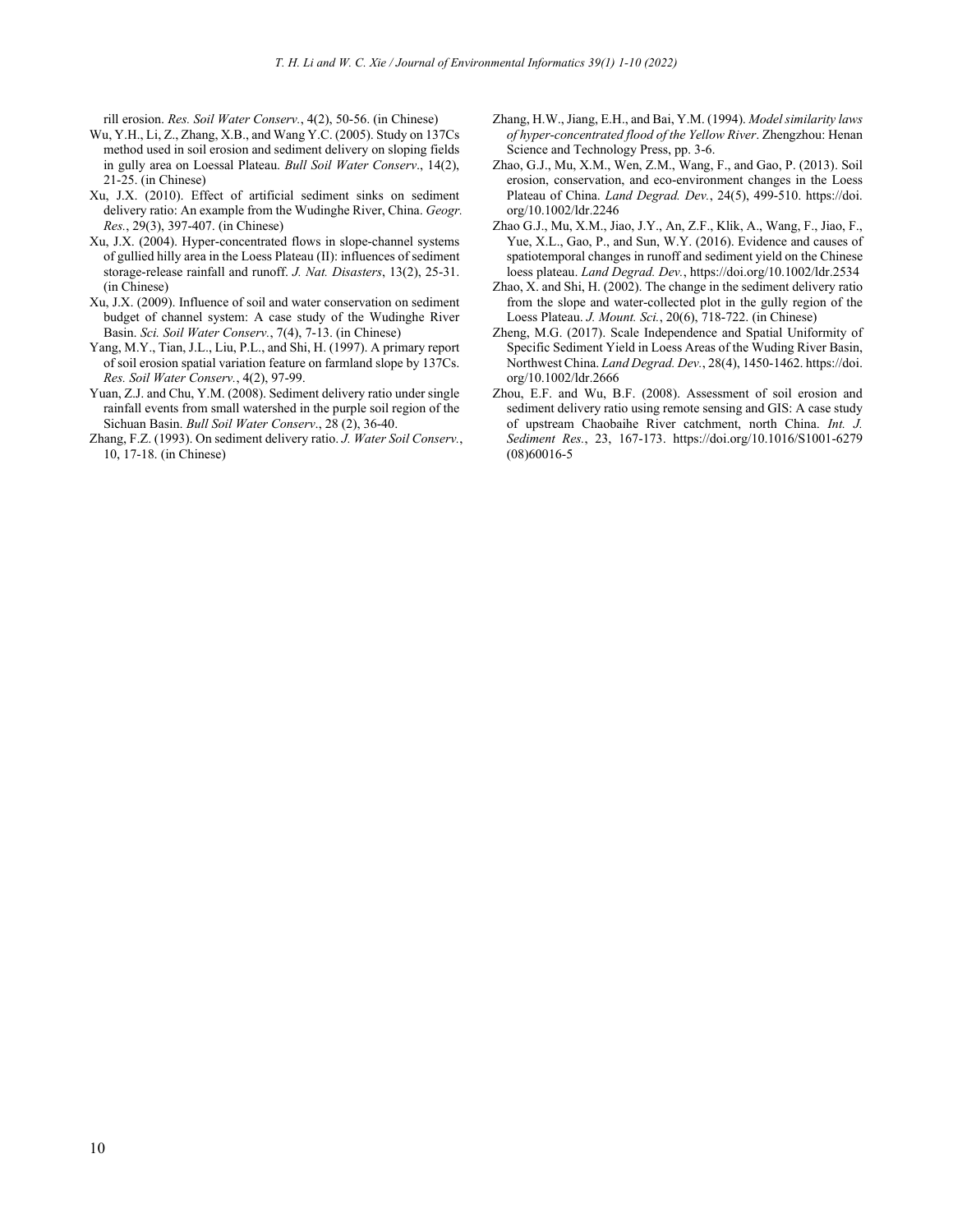rill erosion. *Res. Soil Water Conserv.*, 4(2), 50-56. (in Chinese)

Wu, Y.H., Li, Z., Zhang, X.B., and Wang Y.C. (2005). Study on 137Cs method used in soil erosion and sediment delivery on sloping fields in gully area on Loessal Plateau. *Bull Soil Water Conserv*., 14(2), 21-25. (in Chinese)

Xu, J.X. (2010). Effect of artificial sediment sinks on sediment delivery ratio: An example from the Wudinghe River, China. *Geogr. Res.*, 29(3), 397-407. (in Chinese)

Xu, J.X. (2004). Hyper-concentrated flows in slope-channel systems of gullied hilly area in the Loess Plateau (II): influences of sediment storage-release rainfall and runoff. *J. Nat. Disasters*, 13(2), 25-31. (in Chinese)

Xu, J.X. (2009). Influence of soil and water conservation on sediment budget of channel system: A case study of the Wudinghe River Basin. *Sci. Soil Water Conserv.*, 7(4), 7-13. (in Chinese)

Yang, M.Y., Tian, J.L., Liu, P.L., and Shi, H. (1997). A primary report of soil erosion spatial variation feature on farmland slope by 137Cs. *Res. Soil Water Conserv.*, 4(2), 97-99.

Yuan, Z.J. and Chu, Y.M. (2008). Sediment delivery ratio under single rainfall events from small watershed in the purple soil region of the Sichuan Basin. *Bull Soil Water Conserv*., 28 (2), 36-40.

Zhang, F.Z. (1993). On sediment delivery ratio. *J. Water Soil Conserv.*, 10, 17-18. (in Chinese)

Zhang, H.W., Jiang, E.H., and Bai, Y.M. (1994). *Model similarity laws of hyper-concentrated flood of the Yellow River*. Zhengzhou: Henan Science and Technology Press, pp. 3-6.

Zhao, G.J., Mu, X.M., Wen, Z.M., Wang, F., and Gao, P. (2013). Soil erosion, conservation, and eco-environment changes in the Loess Plateau of China. *Land Degrad. Dev.*, 24(5), 499-510. https://doi.org/10.1002/ldr.2246

Zhao G.J., Mu, X.M., Jiao, J.Y., An, Z.F., Klik, A., Wang, F., Jiao, F., Yue, X.L., Gao, P., and Sun, W.Y. (2016). Evidence and causes of spatiotemporal changes in runoff and sediment yield on the Chinese loess plateau. *Land Degrad. Dev.*, https://doi.org/10.1002/ldr.2534

Zhao, X. and Shi, H. (2002). The change in the sediment delivery ratio from the slope and water-collected plot in the gully region of the Loess Plateau. *J. Mount. Sci.*, 20(6), 718-722. (in Chinese)

Zheng, M.G. (2017). Scale Independence and Spatial Uniformity of Specific Sediment Yield in Loess Areas of the Wuding River Basin, Northwest China. *Land Degrad. Dev.*, 28(4), 1450-1462. https://doi.org/10.1002/ldr.2666

Zhou, E.F. and Wu, B.F. (2008). Assessment of soil erosion and sediment delivery ratio using remote sensing and GIS: A case study of upstream Chaobaihe River catchment, north China. *Int. J. Sediment Res.*, 23, 167-173. https://doi.org/10.1016/S1001-6279(08)60016-5